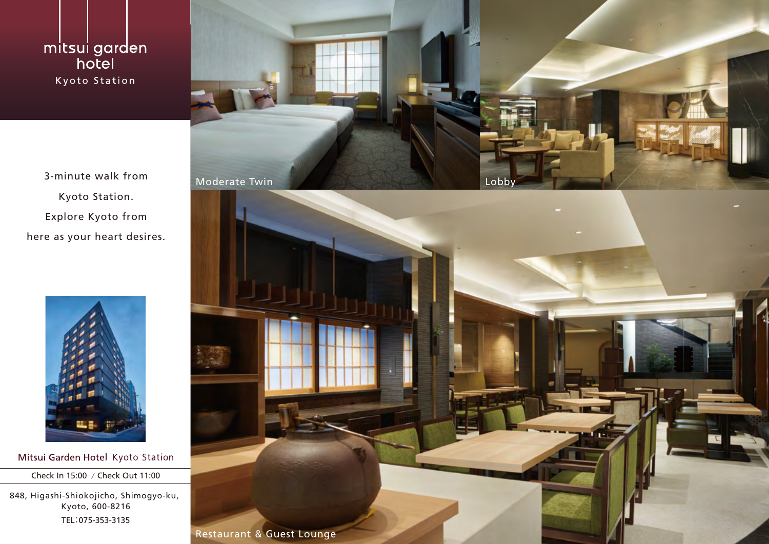# mitsui garden hotel

Kyoto Station

3-minute walk from Kyoto Station. Explore Kyoto from here as your heart desires.

Moderate Twin

Lobby

Restaurant & Guest Lounge

**Mitsui Garden Hotel** Kyoto Station

Check In 15:00 / Check Out 11:00

848, Higashi-Shiokojicho, Shimogyo-ku, Kyoto, 600-8216

TEL：075-353-3135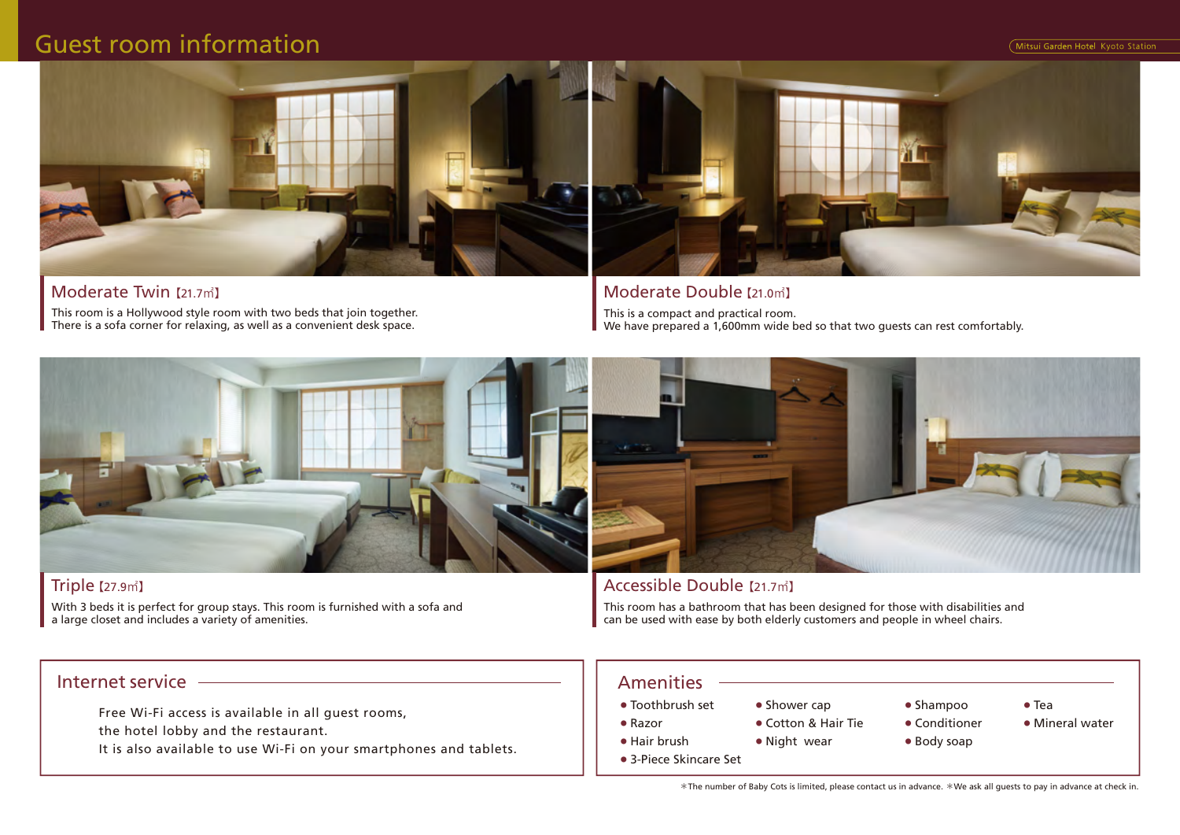# Guest room information

## Moderate Twin 【21.7㎡】

This room is a Hollywood style room with two beds that join together.
There is a sofa corner for relaxing, as well as a convenient desk space.

## Moderate Double 【21.0㎡】

This is a compact and practical room.
We have prepared a 1,600mm wide bed so that two guests can rest comfortably.

## Triple 【27.9㎡】

With 3 beds it is perfect for group stays. This room is furnished with a sofa and a large closet and includes a variety of amenities.

## Accessible Double 【21.7㎡】

This room has a bathroom that has been designed for those with disabilities and can be used with ease by both elderly customers and people in wheel chairs.

## Internet service

Free Wi-Fi access is available in all guest rooms,
the hotel lobby and the restaurant.
It is also available to use Wi-Fi on your smartphones and tablets.

## Amenities

- Toothbrush set
- Razor
- Hair brush
- 3-Piece Skincare Set
- Shower cap
- Cotton & Hair Tie
- Night wear
- Shampoo
- Conditioner
- Body soap
- Tea
- Mineral water

*The number of Baby Cots is limited, please contact us in advance. *We ask all guests to pay in advance at check in.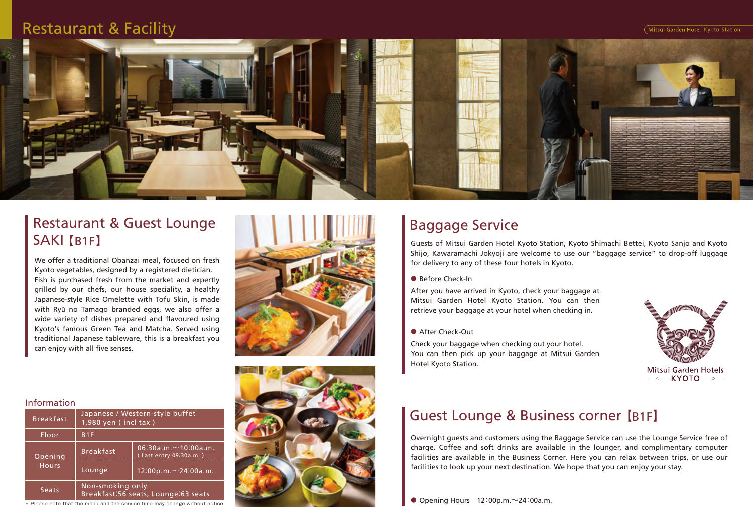# Restaurant & Facility

## Restaurant & Guest Lounge SAKI【B1F】

We offer a traditional Obanzai meal, focused on fresh Kyoto vegetables, designed by a registered dietician. Fish is purchased fresh from the market and expertly grilled by our chefs, our house speciality, a healthy Japanese-style Rice Omelette with Tofu Skin, is made with Ryū no Tamago branded eggs, we also offer a wide variety of dishes prepared and flavoured using Kyoto's famous Green Tea and Matcha. Served using traditional Japanese tableware, this is a breakfast you can enjoy with all five senses.

### Information

| Breakfast | Japanese / Western-style buffet 1,980 yen ( incl tax ) | |
|---|---|---|
| Floor | B1F | |
| Opening Hours | Breakfast | 06:30a.m.～10:00a.m. ( Last entry 09:30a.m. ) |
| | Lounge | 12:00p.m.～24:00a.m. |
| Seats | Non-smoking only Breakfast:56 seats, Lounge:63 seats | |

* Please note that the menu and the service time may change without notice.

## Baggage Service

Guests of Mitsui Garden Hotel Kyoto Station, Kyoto Shimachi Bettei, Kyoto Sanjo and Kyoto Shijo, Kawaramachi Jokyoji are welcome to use our "baggage service" to drop-off luggage for delivery to any of these four hotels in Kyoto.

● Before Check-In

After you have arrived in Kyoto, check your baggage at Mitsui Garden Hotel Kyoto Station. You can then retrieve your baggage at your hotel when checking in.

● After Check-Out

Check your baggage when checking out your hotel. You can then pick up your baggage at Mitsui Garden Hotel Kyoto Station.

Mitsui Garden Hotels KYOTO

## Guest Lounge & Business corner【B1F】

Overnight guests and customers using the Baggage Service can use the Lounge Service free of charge. Coffee and soft drinks are available in the lounger, and complimentary computer facilities are available in the Business Corner. Here you can relax between trips, or use our facilities to look up your next destination. We hope that you can enjoy your stay.

● Opening Hours　12:00p.m.～24:00a.m.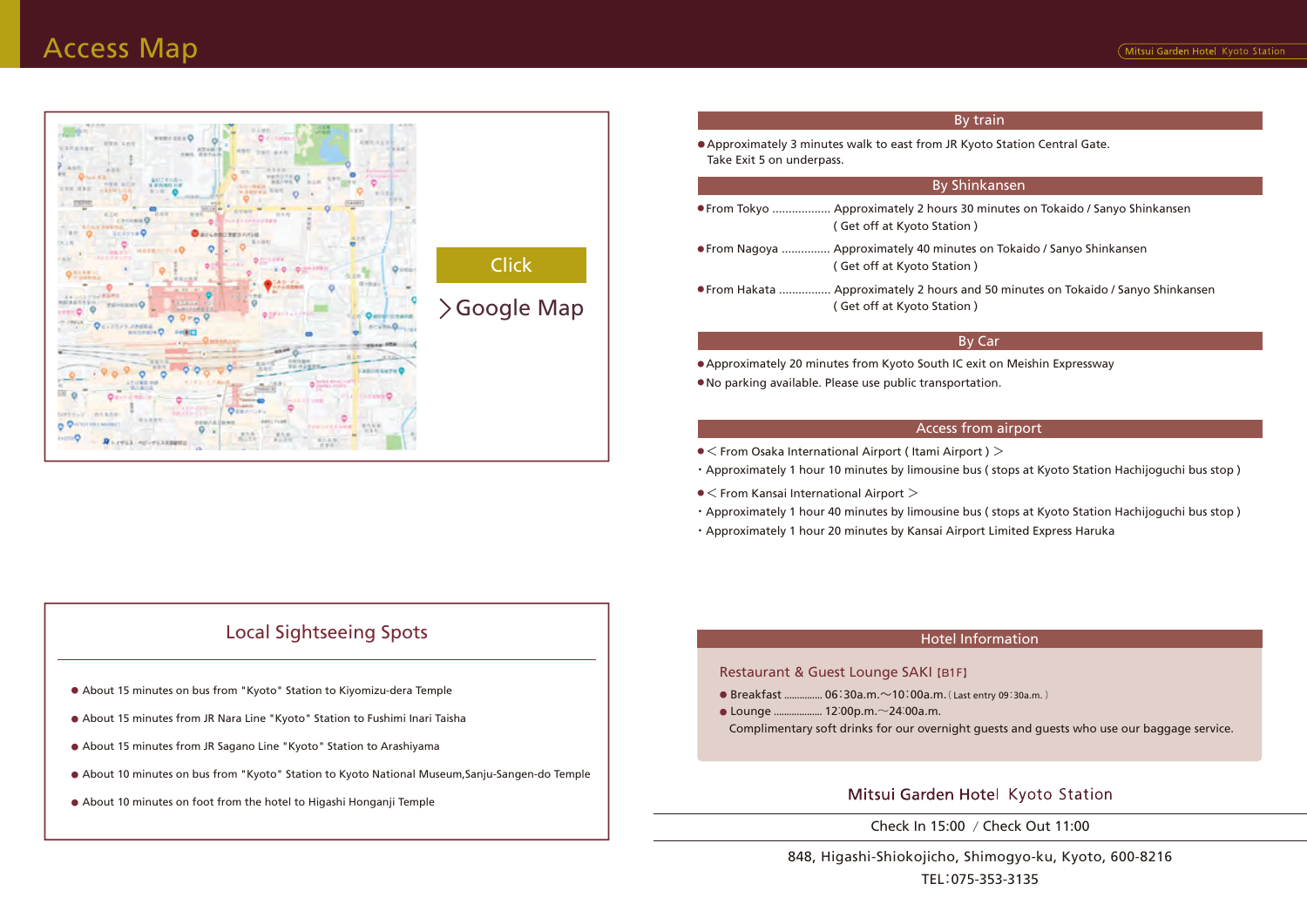# Access Map

Click

Google Map

## By train

- Approximately 3 minutes walk to east from JR Kyoto Station Central Gate.
  Take Exit 5 on underpass.

## By Shinkansen

- From Tokyo ................. Approximately 2 hours 30 minutes on Tokaido / Sanyo Shinkansen
  ( Get off at Kyoto Station )
- From Nagoya .............. Approximately 40 minutes on Tokaido / Sanyo Shinkansen
  ( Get off at Kyoto Station )
- From Hakata ................ Approximately 2 hours and 50 minutes on Tokaido / Sanyo Shinkansen
  ( Get off at Kyoto Station )

## By Car

- Approximately 20 minutes from Kyoto South IC exit on Meishin Expressway
- No parking available. Please use public transportation.

## Access from airport

- < From Osaka International Airport ( Itami Airport ) >
  - Approximately 1 hour 10 minutes by limousine bus ( stops at Kyoto Station Hachijoguchi bus stop )
- < From Kansai International Airport >
  - Approximately 1 hour 40 minutes by limousine bus ( stops at Kyoto Station Hachijoguchi bus stop )
  - Approximately 1 hour 20 minutes by Kansai Airport Limited Express Haruka

## Local Sightseeing Spots

- About 15 minutes on bus from "Kyoto" Station to Kiyomizu-dera Temple
- About 15 minutes from JR Nara Line "Kyoto" Station to Fushimi Inari Taisha
- About 15 minutes from JR Sagano Line "Kyoto" Station to Arashiyama
- About 10 minutes on bus from "Kyoto" Station to Kyoto National Museum,Sanju-Sangen-do Temple
- About 10 minutes on foot from the hotel to Higashi Honganji Temple

## Hotel Information

### Restaurant & Guest Lounge SAKI [B1F]

- Breakfast .............. 06:30a.m.～10:00a.m. ( Last entry 09:30a.m. )
- Lounge .................. 12:00p.m.～24:00a.m.

Complimentary soft drinks for our overnight guests and guests who use our baggage service.

## Mitsui Garden Hotel Kyoto Station

Check In 15:00 / Check Out 11:00

848, Higashi-Shiokojicho, Shimogyo-ku, Kyoto, 600-8216

TEL:075-353-3135